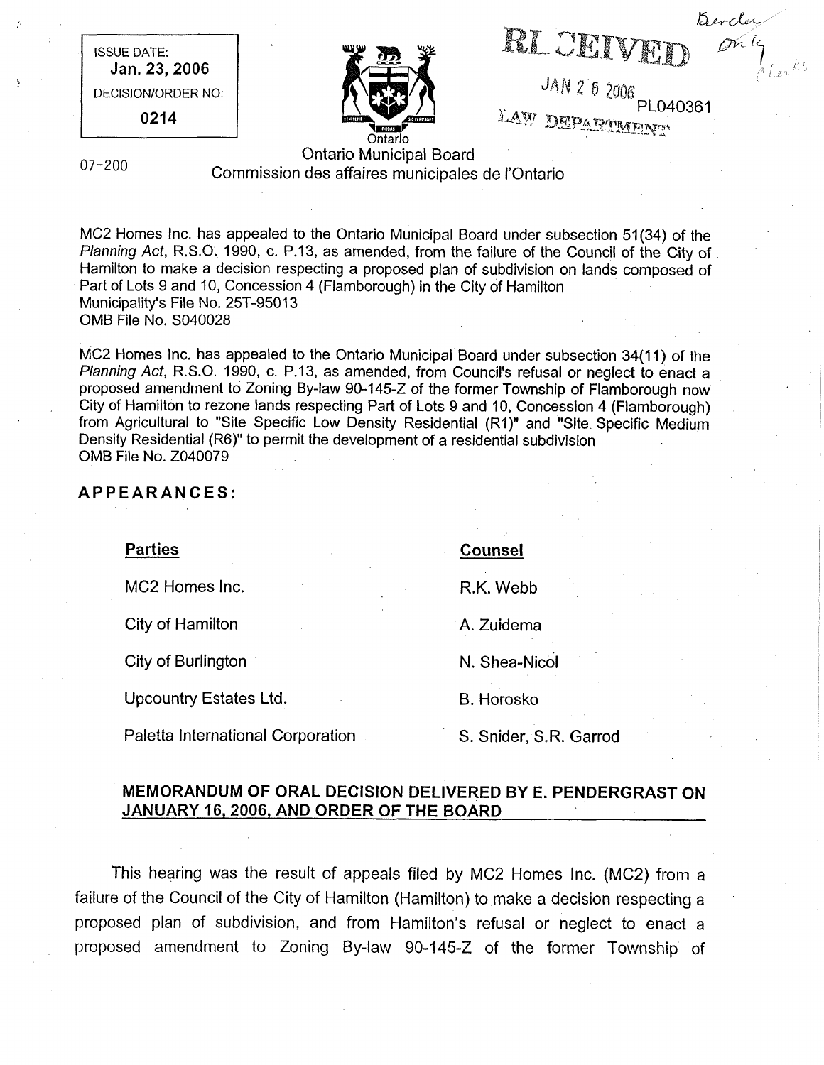ISSUE DATE:
**Jan. 23, 2006**
DECISION/ORDER NO:
**0214**

RECEIVED
JAN 26 2006
LAW DEPARTMENT

PL040361

07-200

Ontario

Ontario Municipal Board
Commission des affaires municipales de l'Ontario

MC2 Homes Inc. has appealed to the Ontario Municipal Board under subsection 51(34) of the *Planning Act*, R.S.O. 1990, c. P.13, as amended, from the failure of the Council of the City of Hamilton to make a decision respecting a proposed plan of subdivision on lands composed of Part of Lots 9 and 10, Concession 4 (Flamborough) in the City of Hamilton
Municipality's File No. 25T-95013
OMB File No. S040028

MC2 Homes Inc. has appealed to the Ontario Municipal Board under subsection 34(11) of the *Planning Act*, R.S.O. 1990, c. P.13, as amended, from Council's refusal or neglect to enact a proposed amendment to Zoning By-law 90-145-Z of the former Township of Flamborough now City of Hamilton to rezone lands respecting Part of Lots 9 and 10, Concession 4 (Flamborough) from Agricultural to "Site Specific Low Density Residential (R1)" and "Site Specific Medium Density Residential (R6)" to permit the development of a residential subdivision
OMB File No. Z040079

## APPEARANCES:

| Parties | Counsel |
|---|---|
| MC2 Homes Inc. | R.K. Webb |
| City of Hamilton | A. Zuidema |
| City of Burlington | N. Shea-Nicol |
| Upcountry Estates Ltd. | B. Horosko |
| Paletta International Corporation | S. Snider, S.R. Garrod |

## MEMORANDUM OF ORAL DECISION DELIVERED BY E. PENDERGRAST ON JANUARY 16, 2006, AND ORDER OF THE BOARD

This hearing was the result of appeals filed by MC2 Homes Inc. (MC2) from a failure of the Council of the City of Hamilton (Hamilton) to make a decision respecting a proposed plan of subdivision, and from Hamilton's refusal or neglect to enact a proposed amendment to Zoning By-law 90-145-Z of the former Township of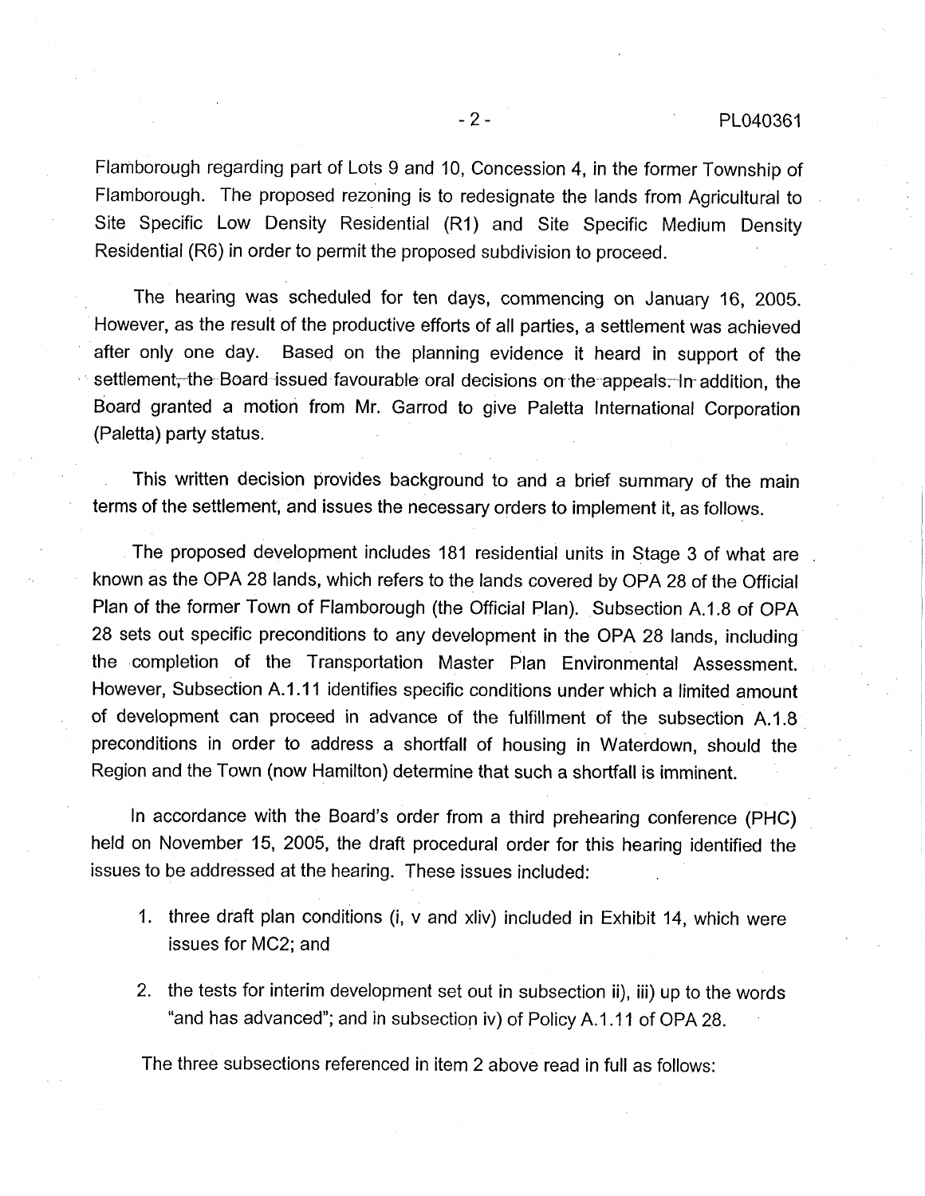Flamborough regarding part of Lots 9 and 10, Concession 4, in the former Township of Flamborough. The proposed rezoning is to redesignate the lands from Agricultural to Site Specific Low Density Residential (R1) and Site Specific Medium Density Residential (R6) in order to permit the proposed subdivision to proceed.

The hearing was scheduled for ten days, commencing on January 16, 2005. However, as the result of the productive efforts of all parties, a settlement was achieved after only one day. Based on the planning evidence it heard in support of the settlement, the Board issued favourable oral decisions on the appeals. In addition, the Board granted a motion from Mr. Garrod to give Paletta International Corporation (Paletta) party status.

This written decision provides background to and a brief summary of the main terms of the settlement, and issues the necessary orders to implement it, as follows.

The proposed development includes 181 residential units in Stage 3 of what are known as the OPA 28 lands, which refers to the lands covered by OPA 28 of the Official Plan of the former Town of Flamborough (the Official Plan). Subsection A.1.8 of OPA 28 sets out specific preconditions to any development in the OPA 28 lands, including the completion of the Transportation Master Plan Environmental Assessment. However, Subsection A.1.11 identifies specific conditions under which a limited amount of development can proceed in advance of the fulfillment of the subsection A.1.8 preconditions in order to address a shortfall of housing in Waterdown, should the Region and the Town (now Hamilton) determine that such a shortfall is imminent.

In accordance with the Board's order from a third prehearing conference (PHC) held on November 15, 2005, the draft procedural order for this hearing identified the issues to be addressed at the hearing. These issues included:

1. three draft plan conditions (i, v and xliv) included in Exhibit 14, which were issues for MC2; and
2. the tests for interim development set out in subsection ii), iii) up to the words "and has advanced"; and in subsection iv) of Policy A.1.11 of OPA 28.

The three subsections referenced in item 2 above read in full as follows: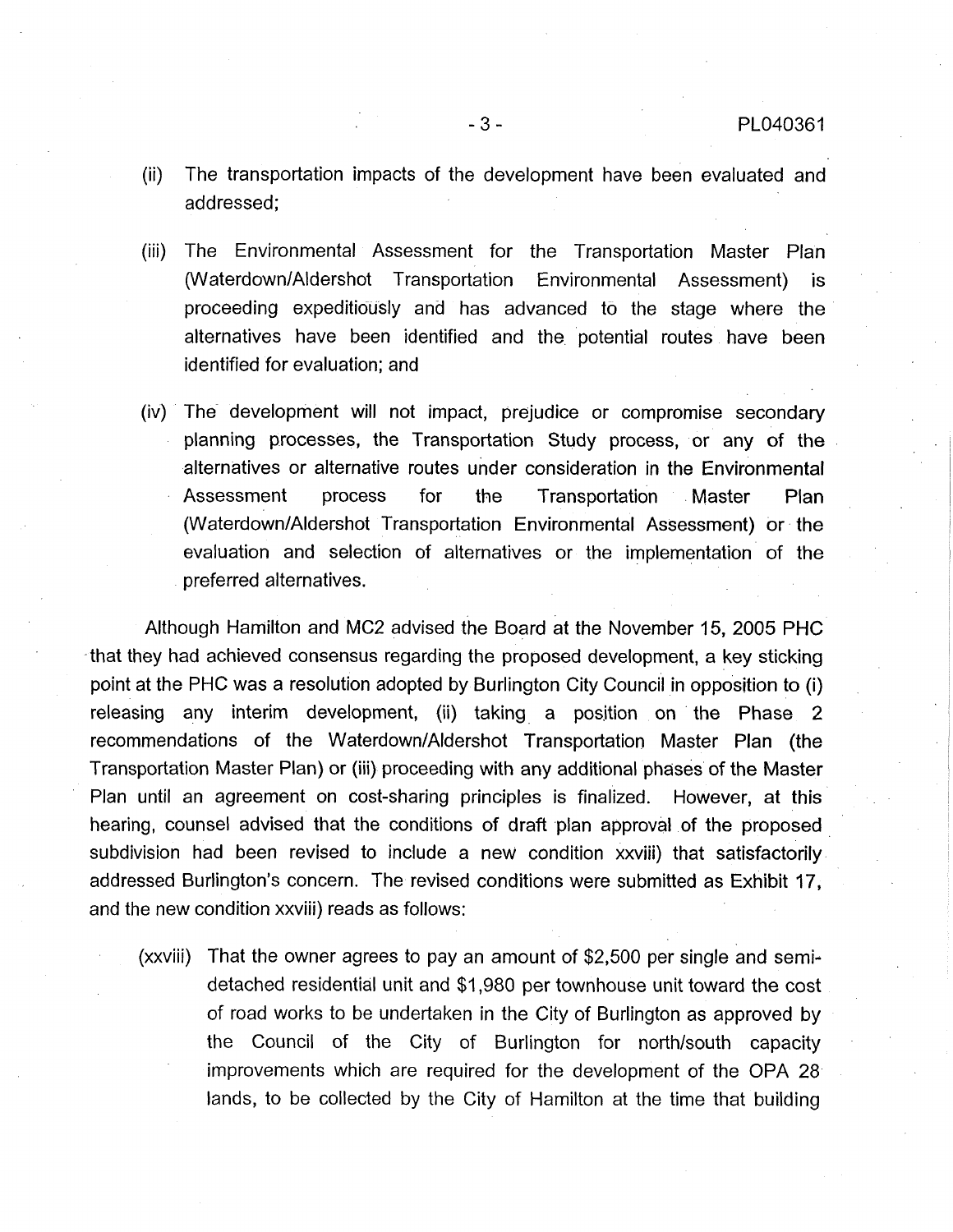(ii) The transportation impacts of the development have been evaluated and addressed;

(iii) The Environmental Assessment for the Transportation Master Plan (Waterdown/Aldershot Transportation Environmental Assessment) is proceeding expeditiously and has advanced to the stage where the alternatives have been identified and the potential routes have been identified for evaluation; and

(iv) The development will not impact, prejudice or compromise secondary planning processes, the Transportation Study process, or any of the alternatives or alternative routes under consideration in the Environmental Assessment process for the Transportation Master Plan (Waterdown/Aldershot Transportation Environmental Assessment) or the evaluation and selection of alternatives or the implementation of the preferred alternatives.

Although Hamilton and MC2 advised the Board at the November 15, 2005 PHC that they had achieved consensus regarding the proposed development, a key sticking point at the PHC was a resolution adopted by Burlington City Council in opposition to (i) releasing any interim development, (ii) taking a position on the Phase 2 recommendations of the Waterdown/Aldershot Transportation Master Plan (the Transportation Master Plan) or (iii) proceeding with any additional phases of the Master Plan until an agreement on cost-sharing principles is finalized. However, at this hearing, counsel advised that the conditions of draft plan approval of the proposed subdivision had been revised to include a new condition xxviii) that satisfactorily addressed Burlington's concern. The revised conditions were submitted as Exhibit 17, and the new condition xxviii) reads as follows:

(xxviii) That the owner agrees to pay an amount of $2,500 per single and semi-detached residential unit and $1,980 per townhouse unit toward the cost of road works to be undertaken in the City of Burlington as approved by the Council of the City of Burlington for north/south capacity improvements which are required for the development of the OPA 28 lands, to be collected by the City of Hamilton at the time that building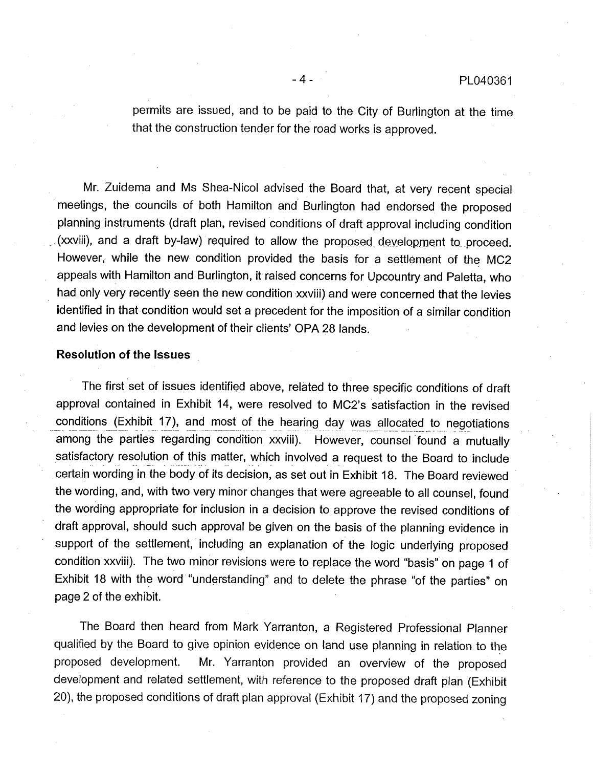permits are issued, and to be paid to the City of Burlington at the time that the construction tender for the road works is approved.

Mr. Zuidema and Ms Shea-Nicol advised the Board that, at very recent special meetings, the councils of both Hamilton and Burlington had endorsed the proposed planning instruments (draft plan, revised conditions of draft approval including condition (xxviii), and a draft by-law) required to allow the proposed development to proceed. However, while the new condition provided the basis for a settlement of the MC2 appeals with Hamilton and Burlington, it raised concerns for Upcountry and Paletta, who had only very recently seen the new condition xxviii) and were concerned that the levies identified in that condition would set a precedent for the imposition of a similar condition and levies on the development of their clients' OPA 28 lands.

**Resolution of the Issues**

The first set of issues identified above, related to three specific conditions of draft approval contained in Exhibit 14, were resolved to MC2's satisfaction in the revised conditions (Exhibit 17), and most of the hearing day was allocated to negotiations among the parties regarding condition xxviii). However, counsel found a mutually satisfactory resolution of this matter, which involved a request to the Board to include certain wording in the body of its decision, as set out in Exhibit 18. The Board reviewed the wording, and, with two very minor changes that were agreeable to all counsel, found the wording appropriate for inclusion in a decision to approve the revised conditions of draft approval, should such approval be given on the basis of the planning evidence in support of the settlement, including an explanation of the logic underlying proposed condition xxviii). The two minor revisions were to replace the word "basis" on page 1 of Exhibit 18 with the word "understanding" and to delete the phrase "of the parties" on page 2 of the exhibit.

The Board then heard from Mark Yarranton, a Registered Professional Planner qualified by the Board to give opinion evidence on land use planning in relation to the proposed development. Mr. Yarranton provided an overview of the proposed development and related settlement, with reference to the proposed draft plan (Exhibit 20), the proposed conditions of draft plan approval (Exhibit 17) and the proposed zoning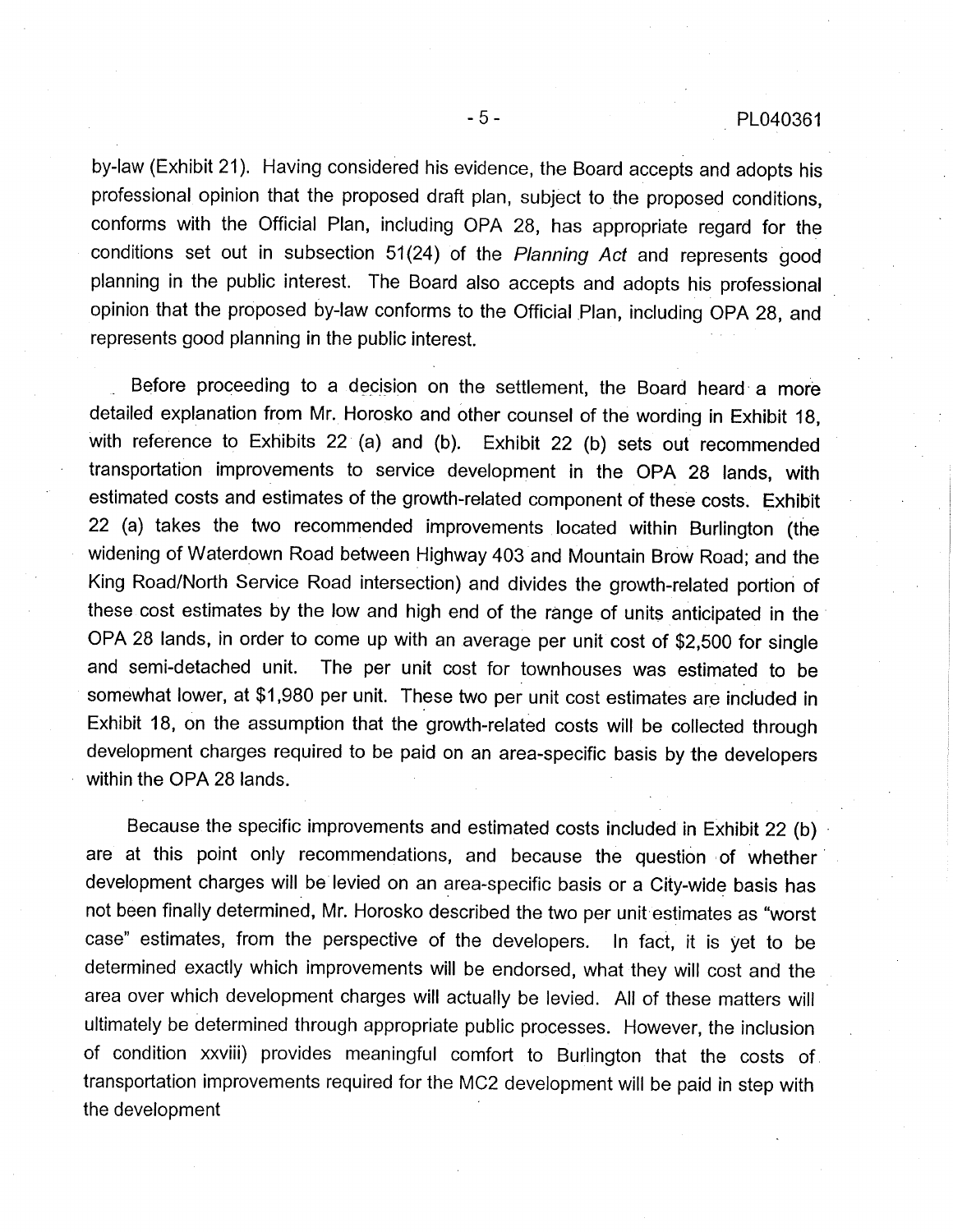by-law (Exhibit 21). Having considered his evidence, the Board accepts and adopts his professional opinion that the proposed draft plan, subject to the proposed conditions, conforms with the Official Plan, including OPA 28, has appropriate regard for the conditions set out in subsection 51(24) of the *Planning Act* and represents good planning in the public interest. The Board also accepts and adopts his professional opinion that the proposed by-law conforms to the Official Plan, including OPA 28, and represents good planning in the public interest.

Before proceeding to a decision on the settlement, the Board heard a more detailed explanation from Mr. Horosko and other counsel of the wording in Exhibit 18, with reference to Exhibits 22 (a) and (b). Exhibit 22 (b) sets out recommended transportation improvements to service development in the OPA 28 lands, with estimated costs and estimates of the growth-related component of these costs. Exhibit 22 (a) takes the two recommended improvements located within Burlington (the widening of Waterdown Road between Highway 403 and Mountain Brow Road; and the King Road/North Service Road intersection) and divides the growth-related portion of these cost estimates by the low and high end of the range of units anticipated in the OPA 28 lands, in order to come up with an average per unit cost of $2,500 for single and semi-detached unit. The per unit cost for townhouses was estimated to be somewhat lower, at $1,980 per unit. These two per unit cost estimates are included in Exhibit 18, on the assumption that the growth-related costs will be collected through development charges required to be paid on an area-specific basis by the developers within the OPA 28 lands.

Because the specific improvements and estimated costs included in Exhibit 22 (b) are at this point only recommendations, and because the question of whether development charges will be levied on an area-specific basis or a City-wide basis has not been finally determined, Mr. Horosko described the two per unit estimates as "worst case" estimates, from the perspective of the developers. In fact, it is yet to be determined exactly which improvements will be endorsed, what they will cost and the area over which development charges will actually be levied. All of these matters will ultimately be determined through appropriate public processes. However, the inclusion of condition xxviii) provides meaningful comfort to Burlington that the costs of transportation improvements required for the MC2 development will be paid in step with the development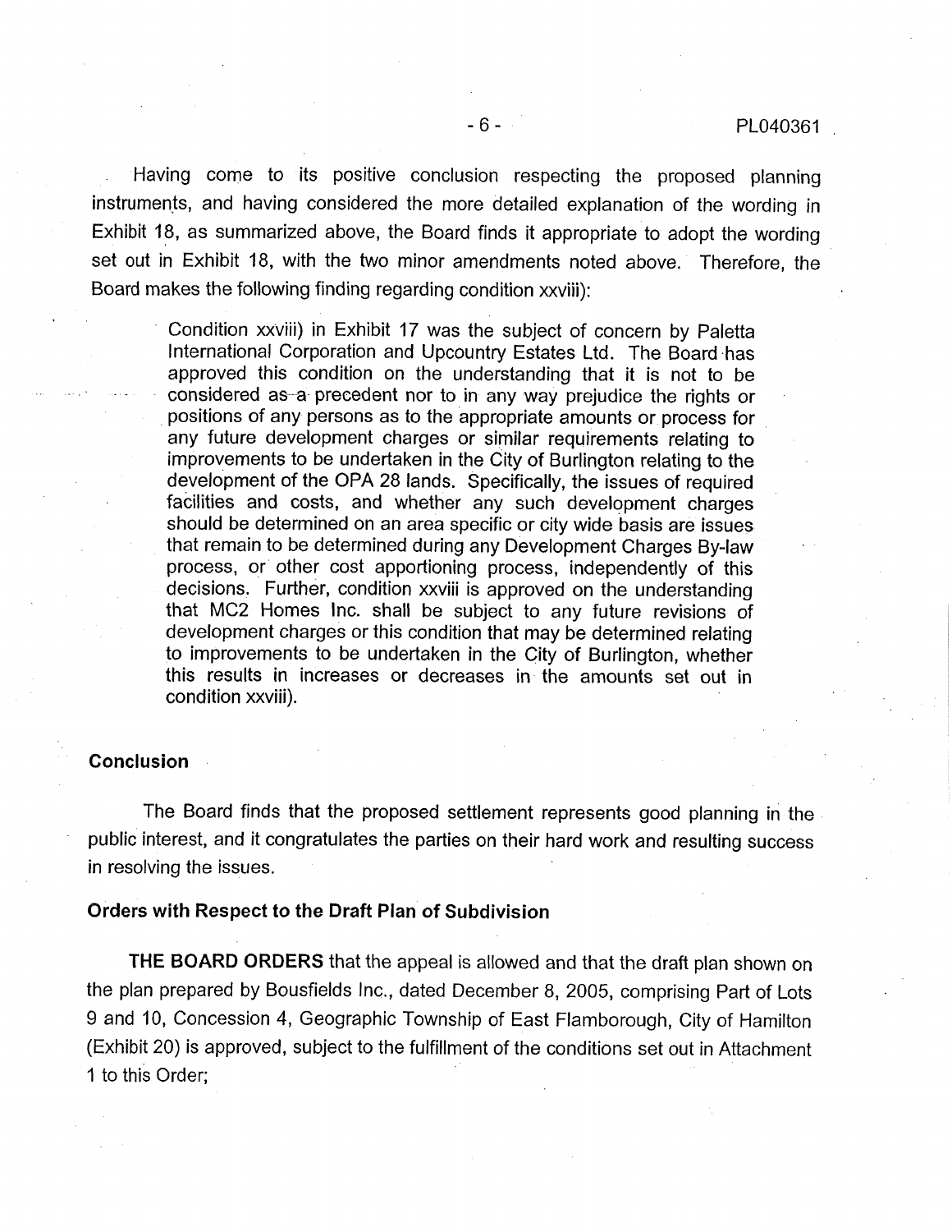Having come to its positive conclusion respecting the proposed planning instruments, and having considered the more detailed explanation of the wording in Exhibit 18, as summarized above, the Board finds it appropriate to adopt the wording set out in Exhibit 18, with the two minor amendments noted above. Therefore, the Board makes the following finding regarding condition xxviii):

> Condition xxviii) in Exhibit 17 was the subject of concern by Paletta International Corporation and Upcountry Estates Ltd. The Board has approved this condition on the understanding that it is not to be considered as a precedent nor to in any way prejudice the rights or positions of any persons as to the appropriate amounts or process for any future development charges or similar requirements relating to improvements to be undertaken in the City of Burlington relating to the development of the OPA 28 lands. Specifically, the issues of required facilities and costs, and whether any such development charges should be determined on an area specific or city wide basis are issues that remain to be determined during any Development Charges By-law process, or other cost apportioning process, independently of this decisions. Further, condition xxviii is approved on the understanding that MC2 Homes Inc. shall be subject to any future revisions of development charges or this condition that may be determined relating to improvements to be undertaken in the City of Burlington, whether this results in increases or decreases in the amounts set out in condition xxviii).

**Conclusion**

The Board finds that the proposed settlement represents good planning in the public interest, and it congratulates the parties on their hard work and resulting success in resolving the issues.

**Orders with Respect to the Draft Plan of Subdivision**

**THE BOARD ORDERS** that the appeal is allowed and that the draft plan shown on the plan prepared by Bousfields Inc., dated December 8, 2005, comprising Part of Lots 9 and 10, Concession 4, Geographic Township of East Flamborough, City of Hamilton (Exhibit 20) is approved, subject to the fulfillment of the conditions set out in Attachment 1 to this Order;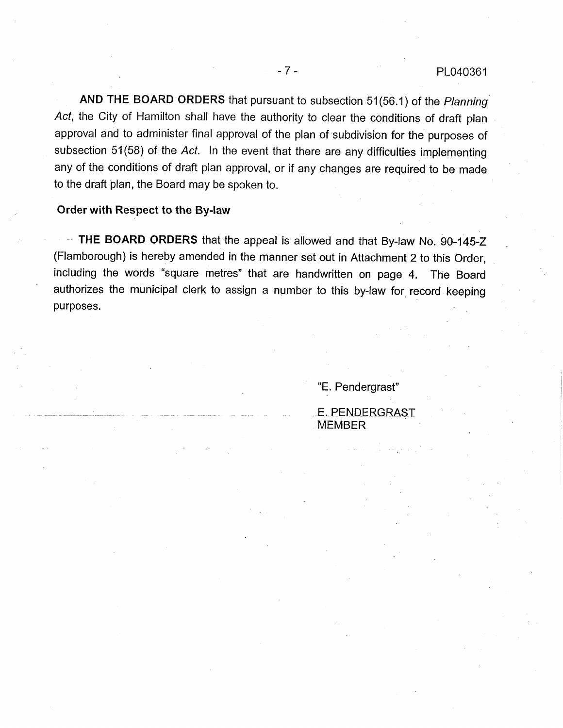**AND THE BOARD ORDERS** that pursuant to subsection 51(56.1) of the *Planning Act*, the City of Hamilton shall have the authority to clear the conditions of draft plan approval and to administer final approval of the plan of subdivision for the purposes of subsection 51(58) of the *Act*. In the event that there are any difficulties implementing any of the conditions of draft plan approval, or if any changes are required to be made to the draft plan, the Board may be spoken to.

**Order with Respect to the By-law**

**THE BOARD ORDERS** that the appeal is allowed and that By-law No. 90-145-Z (Flamborough) is hereby amended in the manner set out in Attachment 2 to this Order, including the words "square metres" that are handwritten on page 4. The Board authorizes the municipal clerk to assign a number to this by-law for record keeping purposes.

"E. Pendergrast"

E. PENDERGRAST
MEMBER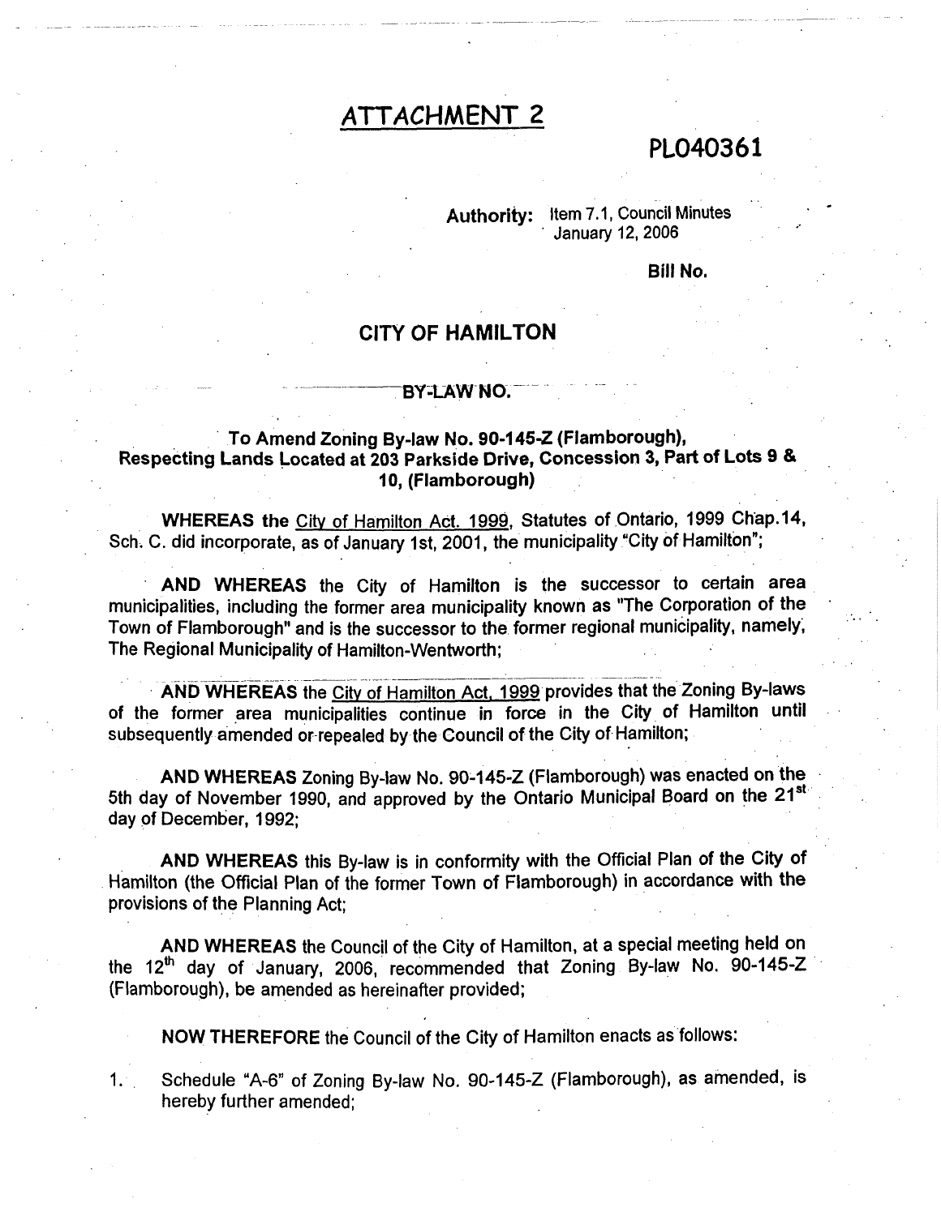# ATTACHMENT 2

**PL040361**

**Authority:** Item 7.1, Council Minutes January 12, 2006

**Bill No.**

## CITY OF HAMILTON

### BY-LAW NO.

### To Amend Zoning By-law No. 90-145-Z (Flamborough), Respecting Lands Located at 203 Parkside Drive, Concession 3, Part of Lots 9 & 10, (Flamborough)

**WHEREAS the** City of Hamilton Act. 1999, Statutes of Ontario, 1999 Chap.14, Sch. C. did incorporate, as of January 1st, 2001, the municipality "City of Hamilton";

**AND WHEREAS** the City of Hamilton is the successor to certain area municipalities, including the former area municipality known as "The Corporation of the Town of Flamborough" and is the successor to the former regional municipality, namely, The Regional Municipality of Hamilton-Wentworth;

**AND WHEREAS** the City of Hamilton Act, 1999 provides that the Zoning By-laws of the former area municipalities continue in force in the City of Hamilton until subsequently amended or repealed by the Council of the City of Hamilton;

**AND WHEREAS** Zoning By-law No. 90-145-Z (Flamborough) was enacted on the 5th day of November 1990, and approved by the Ontario Municipal Board on the 21st day of December, 1992;

**AND WHEREAS** this By-law is in conformity with the Official Plan of the City of Hamilton (the Official Plan of the former Town of Flamborough) in accordance with the provisions of the Planning Act;

**AND WHEREAS** the Council of the City of Hamilton, at a special meeting held on the 12th day of January, 2006, recommended that Zoning By-law No. 90-145-Z (Flamborough), be amended as hereinafter provided;

**NOW THEREFORE** the Council of the City of Hamilton enacts as follows:

1. Schedule "A-6" of Zoning By-law No. 90-145-Z (Flamborough), as amended, is hereby further amended;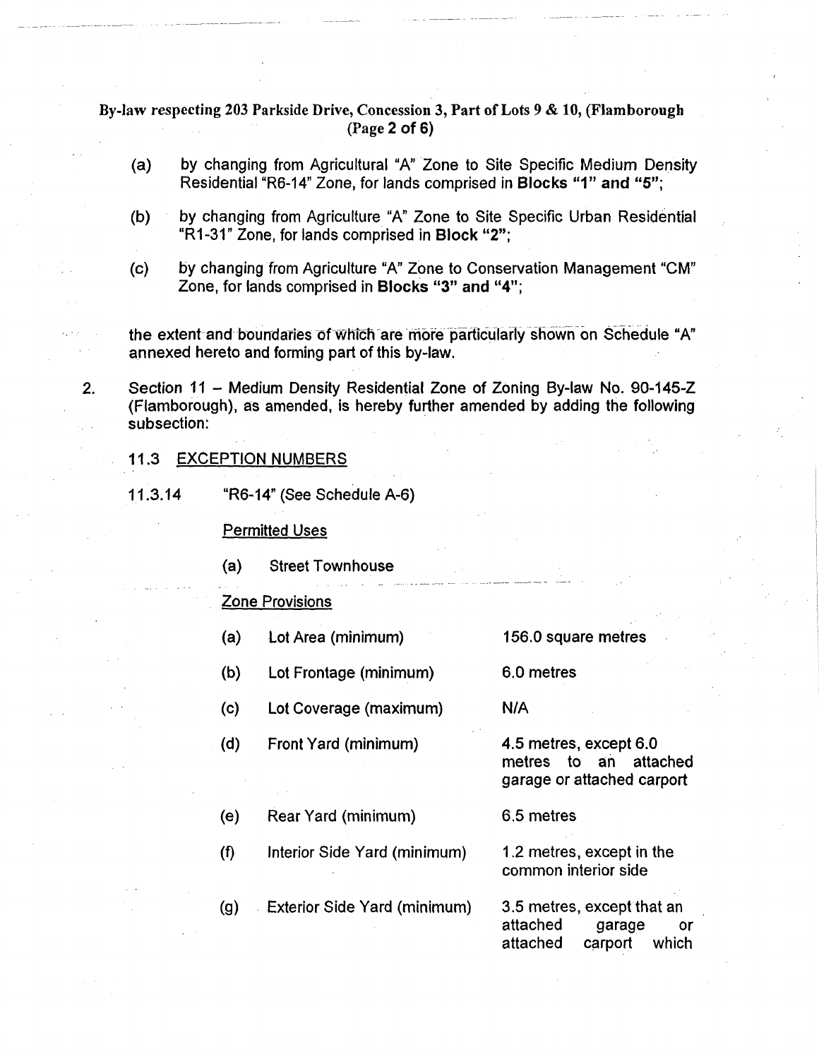(a) by changing from Agricultural "A" Zone to Site Specific Medium Density Residential "R6-14" Zone, for lands comprised in **Blocks "1" and "5"**;

(b) by changing from Agriculture "A" Zone to Site Specific Urban Residential "R1-31" Zone, for lands comprised in **Block "2"**;

(c) by changing from Agriculture "A" Zone to Conservation Management "CM" Zone, for lands comprised in **Blocks "3" and "4"**;

the extent and boundaries of which are more particularly shown on Schedule "A" annexed hereto and forming part of this by-law.

2. Section 11 – Medium Density Residential Zone of Zoning By-law No. 90-145-Z (Flamborough), as amended, is hereby further amended by adding the following subsection:

11.3 EXCEPTION NUMBERS

11.3.14 "R6-14" (See Schedule A-6)

Permitted Uses

(a) Street Townhouse

Zone Provisions

| | | |
|---|---|---|
| (a) | Lot Area (minimum) | 156.0 square metres |
| (b) | Lot Frontage (minimum) | 6.0 metres |
| (c) | Lot Coverage (maximum) | N/A |
| (d) | Front Yard (minimum) | 4.5 metres, except 6.0 metres to an attached garage or attached carport |
| (e) | Rear Yard (minimum) | 6.5 metres |
| (f) | Interior Side Yard (minimum) | 1.2 metres, except in the common interior side |
| (g) | Exterior Side Yard (minimum) | 3.5 metres, except that an attached garage or attached carport which |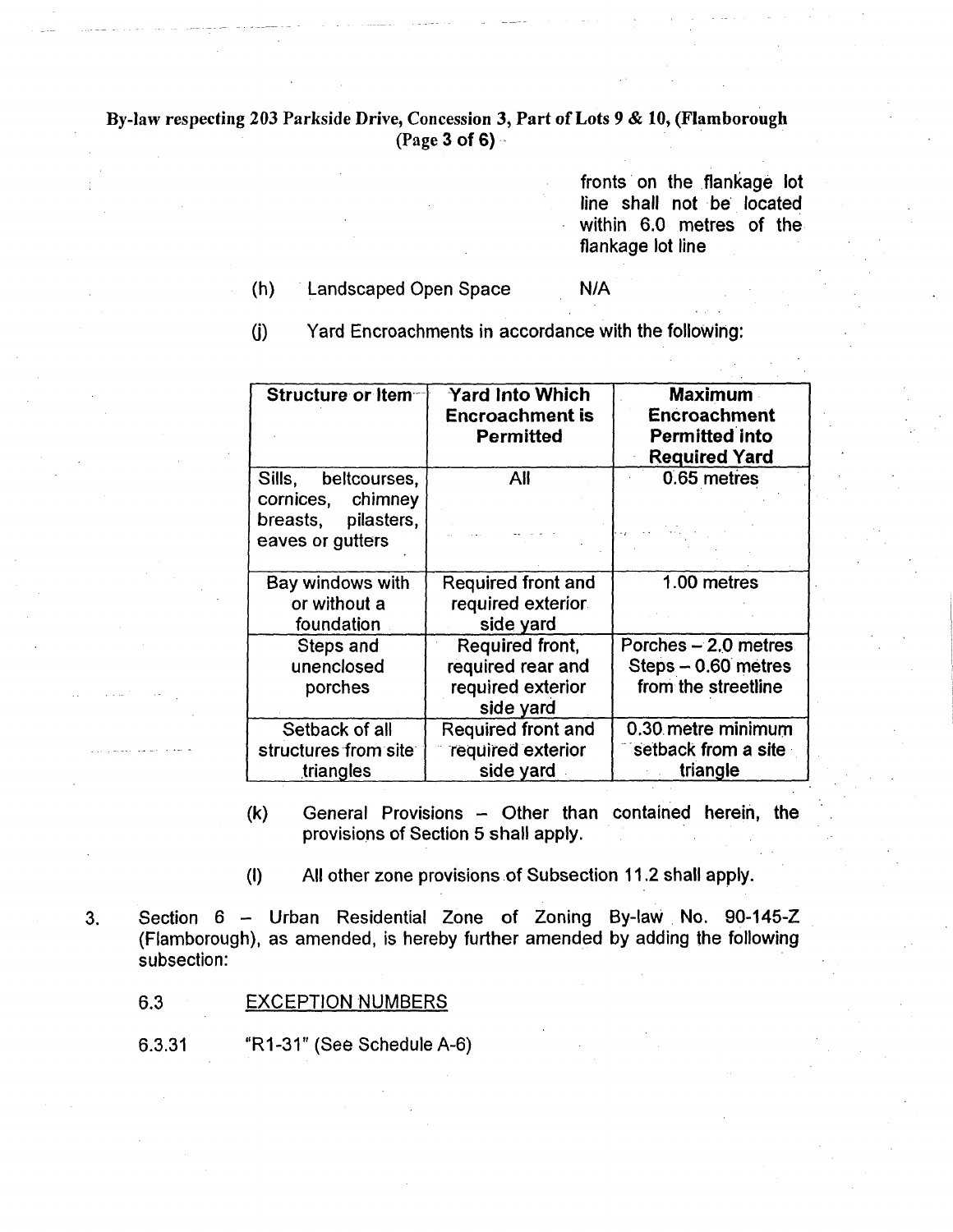fronts on the flankage lot line shall not be located within 6.0 metres of the flankage lot line

(h) Landscaped Open Space N/A

(j) Yard Encroachments in accordance with the following:

| Structure or Item | Yard Into Which Encroachment is Permitted | Maximum Encroachment Permitted into Required Yard |
|---|---|---|
| Sills, beltcourses, cornices, chimney breasts, pilasters, eaves or gutters | All | 0.65 metres |
| Bay windows with or without a foundation | Required front and required exterior side yard | 1.00 metres |
| Steps and unenclosed porches | Required front, required rear and required exterior side yard | Porches – 2.0 metres Steps – 0.60 metres from the streetline |
| Setback of all structures from site triangles | Required front and required exterior side yard | 0.30 metre minimum setback from a site triangle |

(k) General Provisions – Other than contained herein, the provisions of Section 5 shall apply.

(l) All other zone provisions of Subsection 11.2 shall apply.

3. Section 6 – Urban Residential Zone of Zoning By-law No. 90-145-Z (Flamborough), as amended, is hereby further amended by adding the following subsection:

6.3 EXCEPTION NUMBERS

6.3.31 "R1-31" (See Schedule A-6)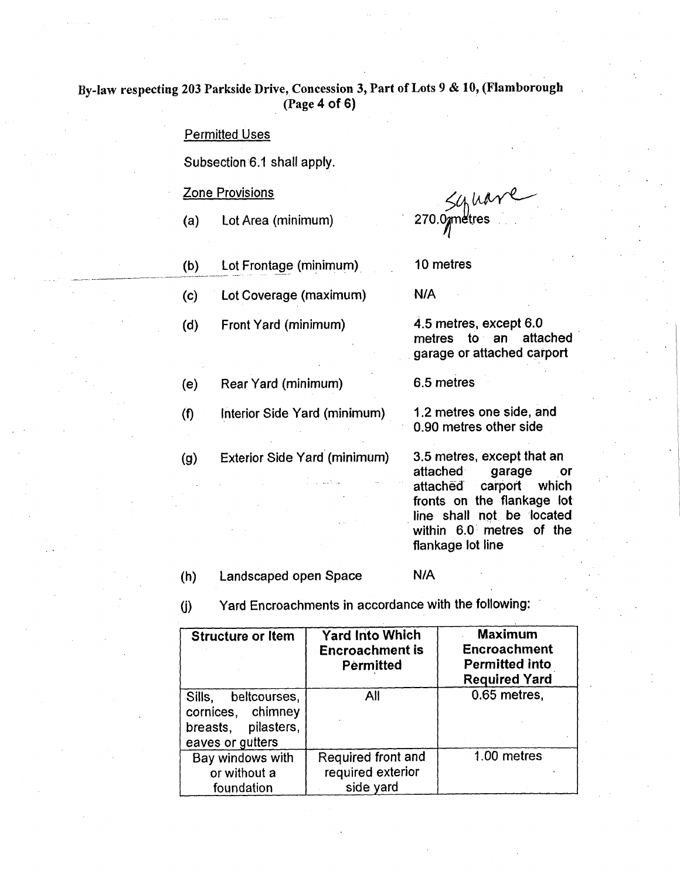By-law respecting 203 Parkside Drive, Concession 3, Part of Lots 9 & 10, (Flamborough (Page 4 of 6)

Permitted Uses

Subsection 6.1 shall apply.

Zone Provisions

(a) Lot Area (minimum) 270.0 square metres

(b) Lot Frontage (minimum) 10 metres

(c) Lot Coverage (maximum) N/A

(d) Front Yard (minimum) 4.5 metres, except 6.0 metres to an attached garage or attached carport

(e) Rear Yard (minimum) 6.5 metres

(f) Interior Side Yard (minimum) 1.2 metres one side, and 0.90 metres other side

(g) Exterior Side Yard (minimum) 3.5 metres, except that an attached garage or attached carport which fronts on the flankage lot line shall not be located within 6.0 metres of the flankage lot line

(h) Landscaped open Space N/A

(j) Yard Encroachments in accordance with the following:

| Structure or Item | Yard Into Which Encroachment is Permitted | Maximum Encroachment Permitted into Required Yard |
|---|---|---|
| Sills, beltcourses, cornices, chimney breasts, pilasters, eaves or gutters | All | 0.65 metres, |
| Bay windows with or without a foundation | Required front and required exterior side yard | 1.00 metres |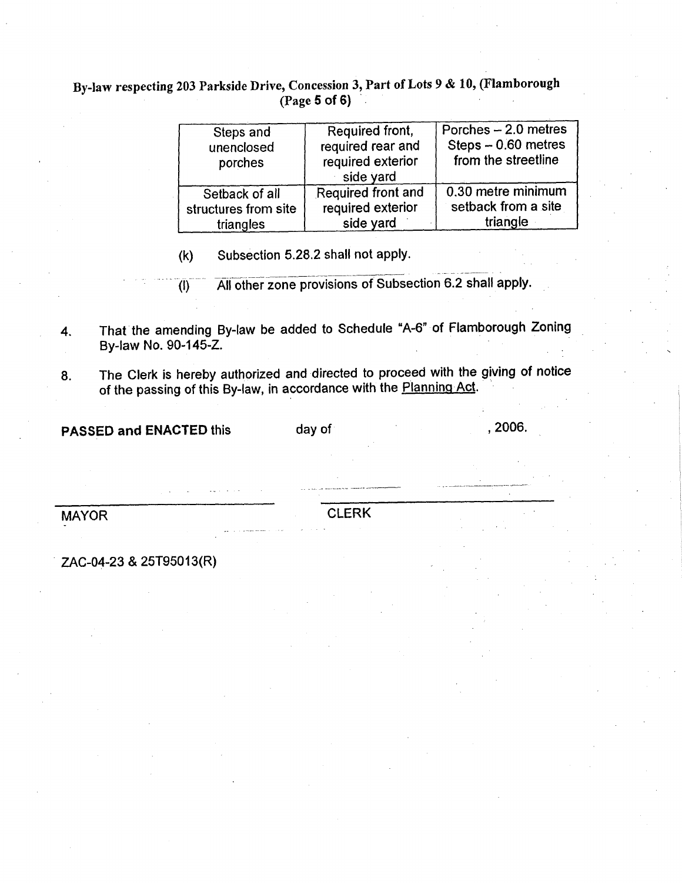| Steps and unenclosed porches | Required front, required rear and required exterior side yard | Porches – 2.0 metres Steps – 0.60 metres from the streetline |
|---|---|---|
| Setback of all structures from site triangles | Required front and required exterior side yard | 0.30 metre minimum setback from a site triangle |

(k) Subsection 5.28.2 shall not apply.

(l) All other zone provisions of Subsection 6.2 shall apply.

4. That the amending By-law be added to Schedule "A-6" of Flamborough Zoning By-law No. 90-145-Z.

8. The Clerk is hereby authorized and directed to proceed with the giving of notice of the passing of this By-law, in accordance with the Planning Act.

**PASSED and ENACTED** this day of , 2006.

MAYOR

CLERK

ZAC-04-23 & 25T95013(R)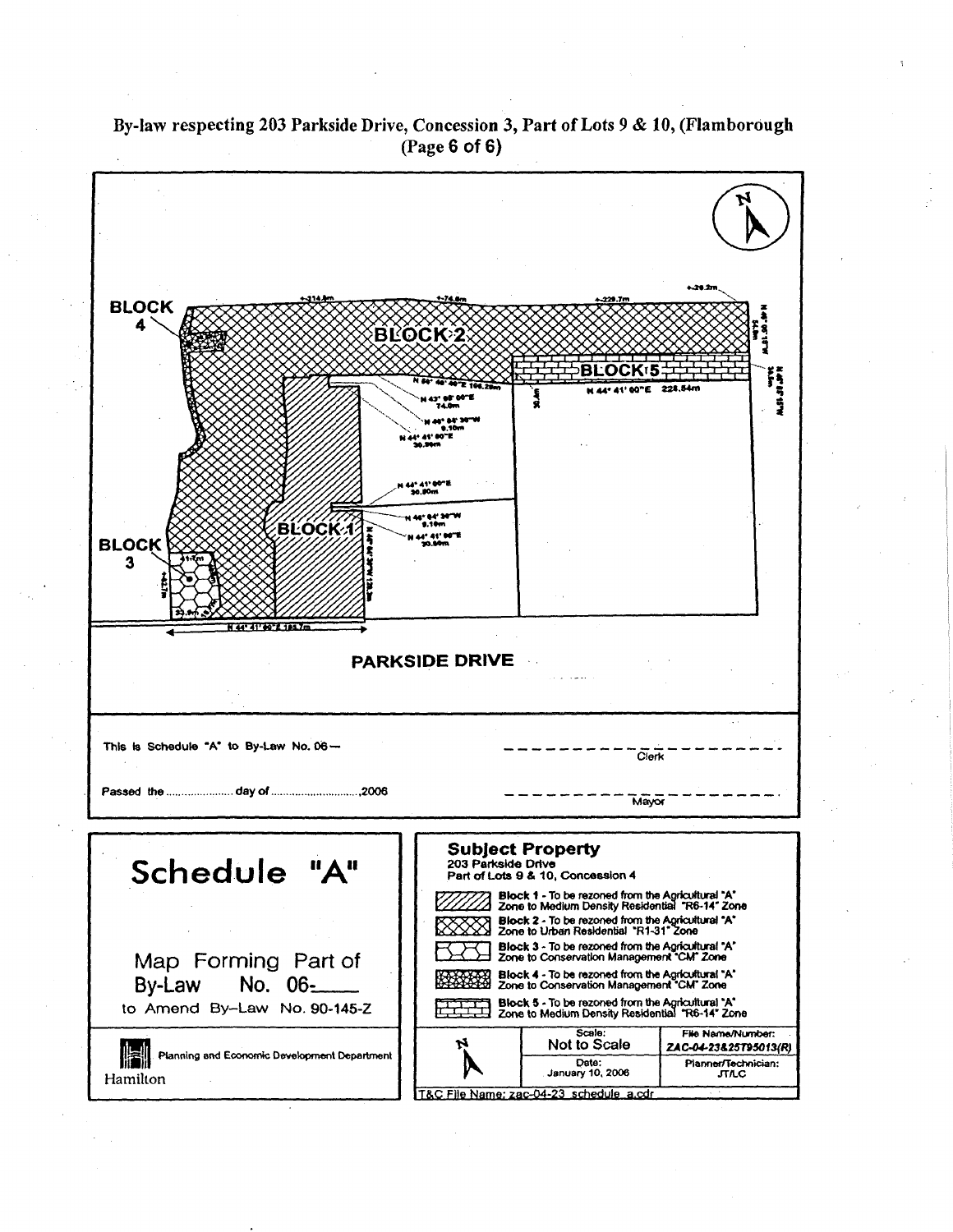**By-law respecting 203 Parkside Drive, Concession 3, Part of Lots 9 & 10, (Flamborough (Page 6 of 6)**

BLOCK 4

BLOCK 2

BLOCK 5

BLOCK 1

BLOCK 3

+-314.8m

+-74.8m

+-229.7m

+-29.2m

N 44° 41' 00"E 224.84m

N 44° 41' 00"E 183.7m

PARKSIDE DRIVE

This is Schedule "A" to By-Law No. 06—

Passed the ..................... day of ............................,2006

Clerk

Mayor

# Schedule "A"

Map Forming Part of By-Law No. 06-____

to Amend By-Law No. 90-145-Z

Planning and Economic Development Department

Hamilton

**Subject Property**

203 Parkside Drive

Part of Lots 9 & 10, Concession 4

Block 1 - To be rezoned from the Agricultural "A" Zone to Medium Density Residential "R6-14" Zone

Block 2 - To be rezoned from the Agricultural "A" Zone to Urban Residential "R1-31" Zone

Block 3 - To be rezoned from the Agricultural "A" Zone to Conservation Management "CM" Zone

Block 4 - To be rezoned from the Agricultural "A" Zone to Conservation Management "CM" Zone

Block 5 - To be rezoned from the Agricultural "A" Zone to Medium Density Residential "R6-14" Zone

| | | |
|---|---|---|
| | Scale: Not to Scale | File Name/Number: ZAC-04-23&25T95013(R) |
| | Date: January 10, 2006 | Planner/Technician: JT/LC |

T&C File Name: zac-04-23_schedule_a.cdr